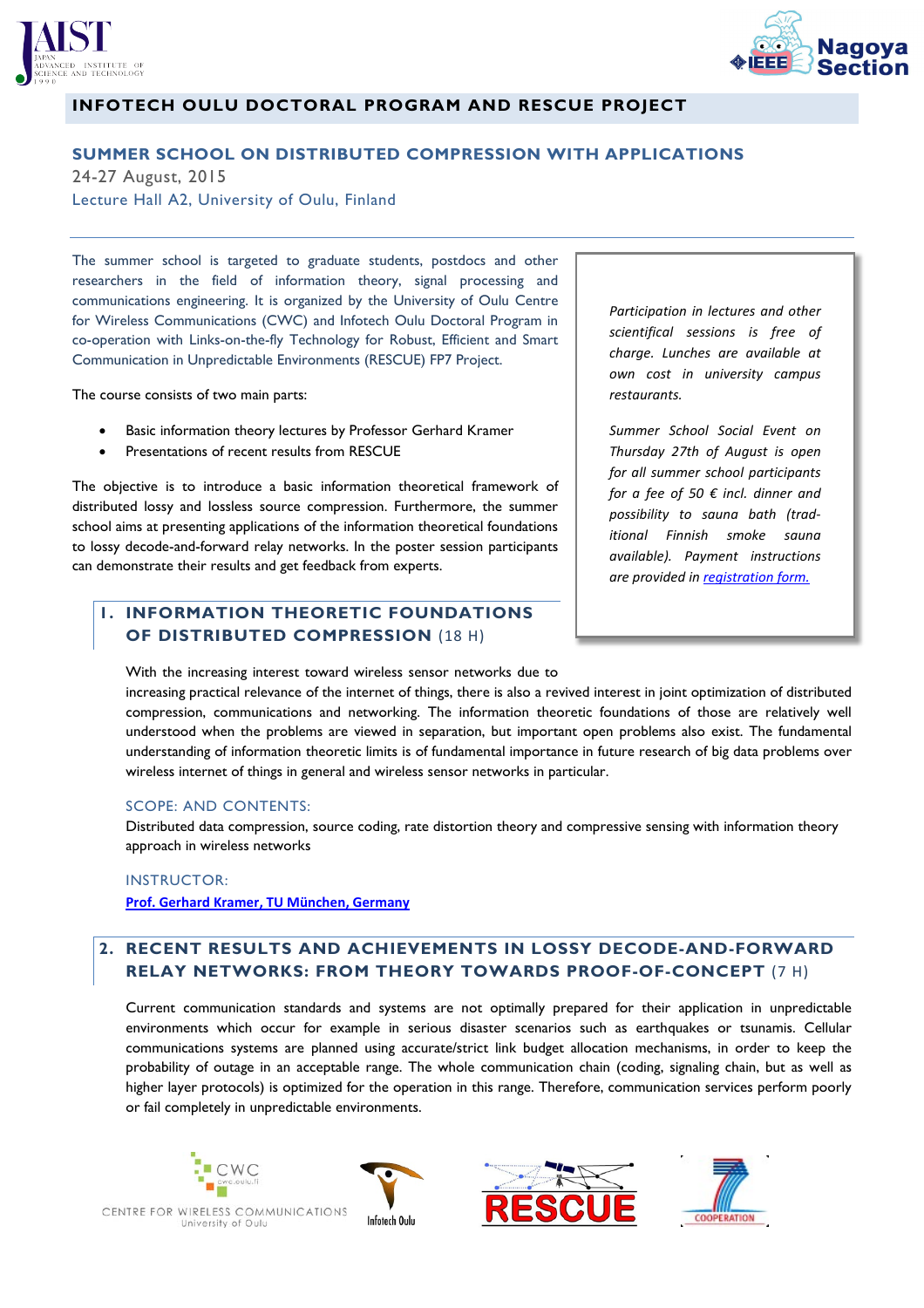# INFOTECH OULU DOCTORAL PROGRAM AND RESCUE PROJECT

## SUMMER SCHOOL ON DISTRIBUTED COMPRESSION WITH APPLICATIONS

24-27 August, 2015

Lecture Hall A2, University of Oulu, Finland

The summer school is targeted to graduate students, postdocs and other researchers in the field of information theory, signal processing and communications engineering. It is organized by the University of Oulu Centre for Wireless Communications (CWC) and Infotech Oulu Doctoral Program in co-operation with Links-on-the-fly Technology for Robust, Efficient and Smart Communication in Unpredictable Environments (RESCUE) FP7 Project.

The course consists of two main parts:

- Basic information theory lectures by Professor Gerhard Kramer
- Presentations of recent results from RESCUE

The objective is to introduce a basic information theoretical framework of distributed lossy and lossless source compression. Furthermore, the summer school aims at presenting applications of the information theoretical foundations to lossy decode-and-forward relay networks. In the poster session participants can demonstrate their results and get feedback from experts.

*Participation in lectures and other scientifical sessions is free of charge. Lunches are available at own cost in university campus restaurants.*

*Summer School Social Event on Thursday 27th of August is open for all summer school participants for a fee of 50 € incl. dinner and possibility to sauna bath (traditional Finnish smoke sauna available). Payment instructions are provided in [registration form.](#)*

## 1. INFORMATION THEORETIC FOUNDATIONS OF DISTRIBUTED COMPRESSION (18 H)

With the increasing interest toward wireless sensor networks due to increasing practical relevance of the internet of things, there is also a revived interest in joint optimization of distributed compression, communications and networking. The information theoretic foundations of those are relatively well understood when the problems are viewed in separation, but important open problems also exist. The fundamental understanding of information theoretic limits is of fundamental importance in future research of big data problems over wireless internet of things in general and wireless sensor networks in particular.

### SCOPE: AND CONTENTS:

Distributed data compression, source coding, rate distortion theory and compressive sensing with information theory approach in wireless networks

### INSTRUCTOR:

**[Prof. Gerhard Kramer, TU München, Germany](#)**

## 2. RECENT RESULTS AND ACHIEVEMENTS IN LOSSY DECODE-AND-FORWARD RELAY NETWORKS: FROM THEORY TOWARDS PROOF-OF-CONCEPT (7 H)

Current communication standards and systems are not optimally prepared for their application in unpredictable environments which occur for example in serious disaster scenarios such as earthquakes or tsunamis. Cellular communications systems are planned using accurate/strict link budget allocation mechanisms, in order to keep the probability of outage in an acceptable range. The whole communication chain (coding, signaling chain, but as well as higher layer protocols) is optimized for the operation in this range. Therefore, communication services perform poorly or fail completely in unpredictable environments.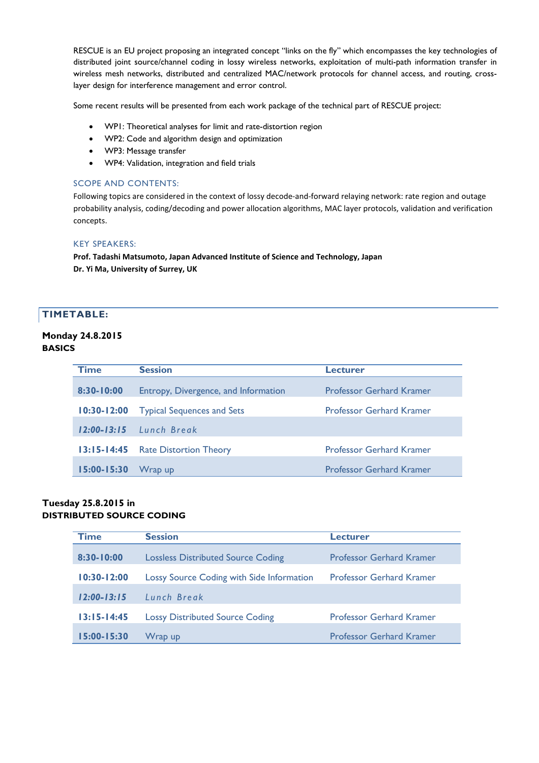RESCUE is an EU project proposing an integrated concept "links on the fly" which encompasses the key technologies of distributed joint source/channel coding in lossy wireless networks, exploitation of multi-path information transfer in wireless mesh networks, distributed and centralized MAC/network protocols for channel access, and routing, cross-layer design for interference management and error control.

Some recent results will be presented from each work package of the technical part of RESCUE project:

- WP1: Theoretical analyses for limit and rate-distortion region
- WP2: Code and algorithm design and optimization
- WP3: Message transfer
- WP4: Validation, integration and field trials

### SCOPE AND CONTENTS:

Following topics are considered in the context of lossy decode-and-forward relaying network: rate region and outage probability analysis, coding/decoding and power allocation algorithms, MAC layer protocols, validation and verification concepts.

### KEY SPEAKERS:

**Prof. Tadashi Matsumoto, Japan Advanced Institute of Science and Technology, Japan**
**Dr. Yi Ma, University of Surrey, UK**

## TIMETABLE:

**Monday 24.8.2015**
**BASICS**

| Time | Session | Lecturer |
|---|---|---|
| 8:30-10:00 | Entropy, Divergence, and Information | Professor Gerhard Kramer |
| 10:30-12:00 | Typical Sequences and Sets | Professor Gerhard Kramer |
| *12:00-13:15* | *Lunch Break* | |
| 13:15-14:45 | Rate Distortion Theory | Professor Gerhard Kramer |
| 15:00-15:30 | Wrap up | Professor Gerhard Kramer |

**Tuesday 25.8.2015 in**
**DISTRIBUTED SOURCE CODING**

| Time | Session | Lecturer |
|---|---|---|
| 8:30-10:00 | Lossless Distributed Source Coding | Professor Gerhard Kramer |
| 10:30-12:00 | Lossy Source Coding with Side Information | Professor Gerhard Kramer |
| *12:00-13:15* | *Lunch Break* | |
| 13:15-14:45 | Lossy Distributed Source Coding | Professor Gerhard Kramer |
| 15:00-15:30 | Wrap up | Professor Gerhard Kramer |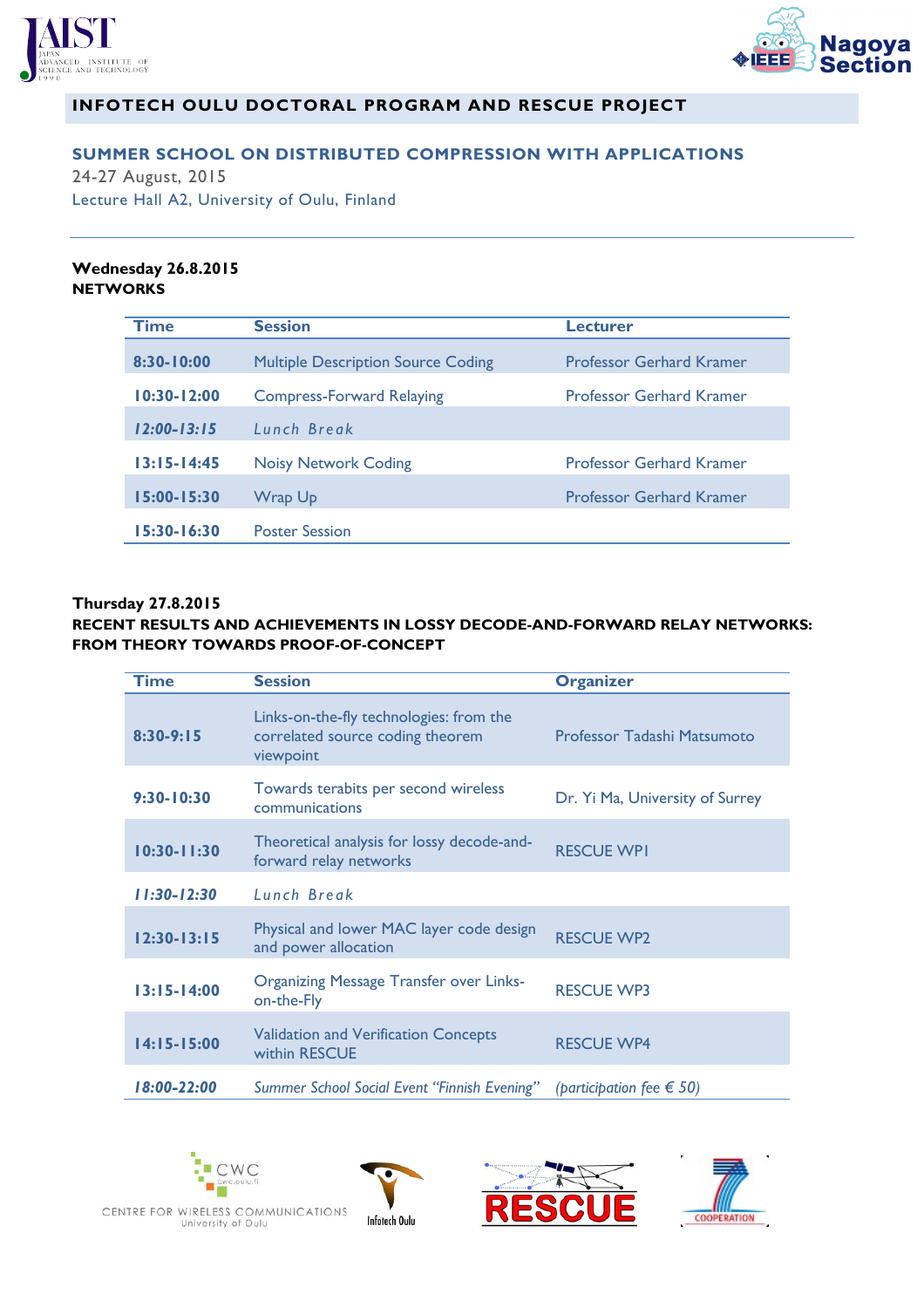## INFOTECH OULU DOCTORAL PROGRAM AND RESCUE PROJECT

### SUMMER SCHOOL ON DISTRIBUTED COMPRESSION WITH APPLICATIONS

24-27 August, 2015

Lecture Hall A2, University of Oulu, Finland

---

**Wednesday 26.8.2015**
**NETWORKS**

| Time | Session | Lecturer |
|---|---|---|
| **8:30-10:00** | Multiple Description Source Coding | Professor Gerhard Kramer |
| **10:30-12:00** | Compress-Forward Relaying | Professor Gerhard Kramer |
| ***12:00-13:15*** | *Lunch Break* | |
| **13:15-14:45** | Noisy Network Coding | Professor Gerhard Kramer |
| **15:00-15:30** | Wrap Up | Professor Gerhard Kramer |
| **15:30-16:30** | Poster Session | |

**Thursday 27.8.2015**
**RECENT RESULTS AND ACHIEVEMENTS IN LOSSY DECODE-AND-FORWARD RELAY NETWORKS: FROM THEORY TOWARDS PROOF-OF-CONCEPT**

| Time | Session | Organizer |
|---|---|---|
| **8:30-9:15** | Links-on-the-fly technologies: from the correlated source coding theorem viewpoint | Professor Tadashi Matsumoto |
| **9:30-10:30** | Towards terabits per second wireless communications | Dr. Yi Ma, University of Surrey |
| **10:30-11:30** | Theoretical analysis for lossy decode-and-forward relay networks | RESCUE WP1 |
| ***11:30-12:30*** | *Lunch Break* | |
| **12:30-13:15** | Physical and lower MAC layer code design and power allocation | RESCUE WP2 |
| **13:15-14:00** | Organizing Message Transfer over Links-on-the-Fly | RESCUE WP3 |
| **14:15-15:00** | Validation and Verification Concepts within RESCUE | RESCUE WP4 |
| ***18:00-22:00*** | *Summer School Social Event "Finnish Evening"* | *(participation fee € 50)* |

CWC cwc.oulu.fi CENTRE FOR WIRELESS COMMUNICATIONS University of Oulu

Infotech Oulu

RESCUE

COOPERATION